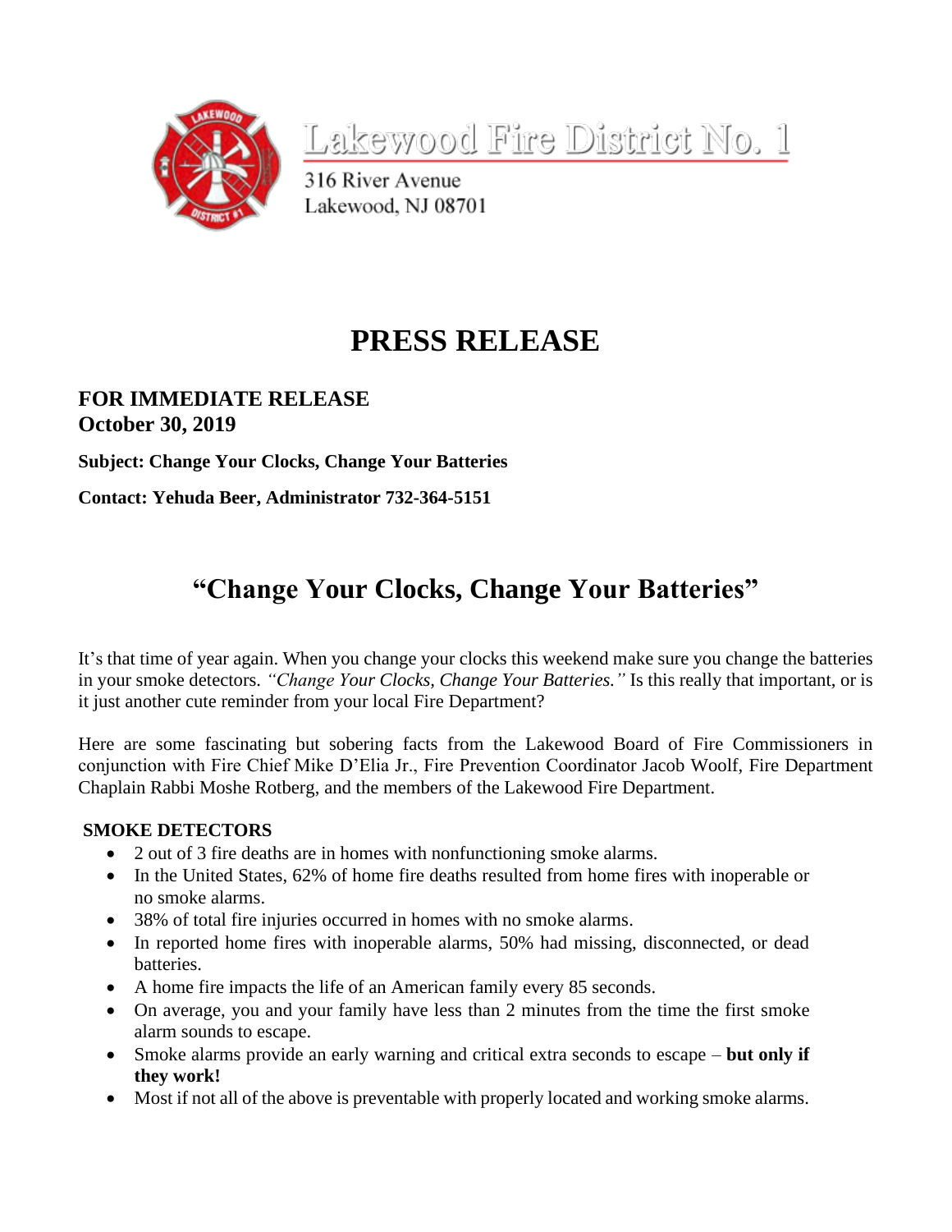Lakewood Fire District No. 1

316 River Avenue
Lakewood, NJ 08701

# PRESS RELEASE

**FOR IMMEDIATE RELEASE**
**October 30, 2019**

**Subject: Change Your Clocks, Change Your Batteries**

**Contact: Yehuda Beer, Administrator 732-364-5151**

## "Change Your Clocks, Change Your Batteries"

It's that time of year again. When you change your clocks this weekend make sure you change the batteries in your smoke detectors. *"Change Your Clocks, Change Your Batteries."* Is this really that important, or is it just another cute reminder from your local Fire Department?

Here are some fascinating but sobering facts from the Lakewood Board of Fire Commissioners in conjunction with Fire Chief Mike D'Elia Jr., Fire Prevention Coordinator Jacob Woolf, Fire Department Chaplain Rabbi Moshe Rotberg, and the members of the Lakewood Fire Department.

**SMOKE DETECTORS**

- 2 out of 3 fire deaths are in homes with nonfunctioning smoke alarms.
- In the United States, 62% of home fire deaths resulted from home fires with inoperable or no smoke alarms.
- 38% of total fire injuries occurred in homes with no smoke alarms.
- In reported home fires with inoperable alarms, 50% had missing, disconnected, or dead batteries.
- A home fire impacts the life of an American family every 85 seconds.
- On average, you and your family have less than 2 minutes from the time the first smoke alarm sounds to escape.
- Smoke alarms provide an early warning and critical extra seconds to escape – **but only if they work!**
- Most if not all of the above is preventable with properly located and working smoke alarms.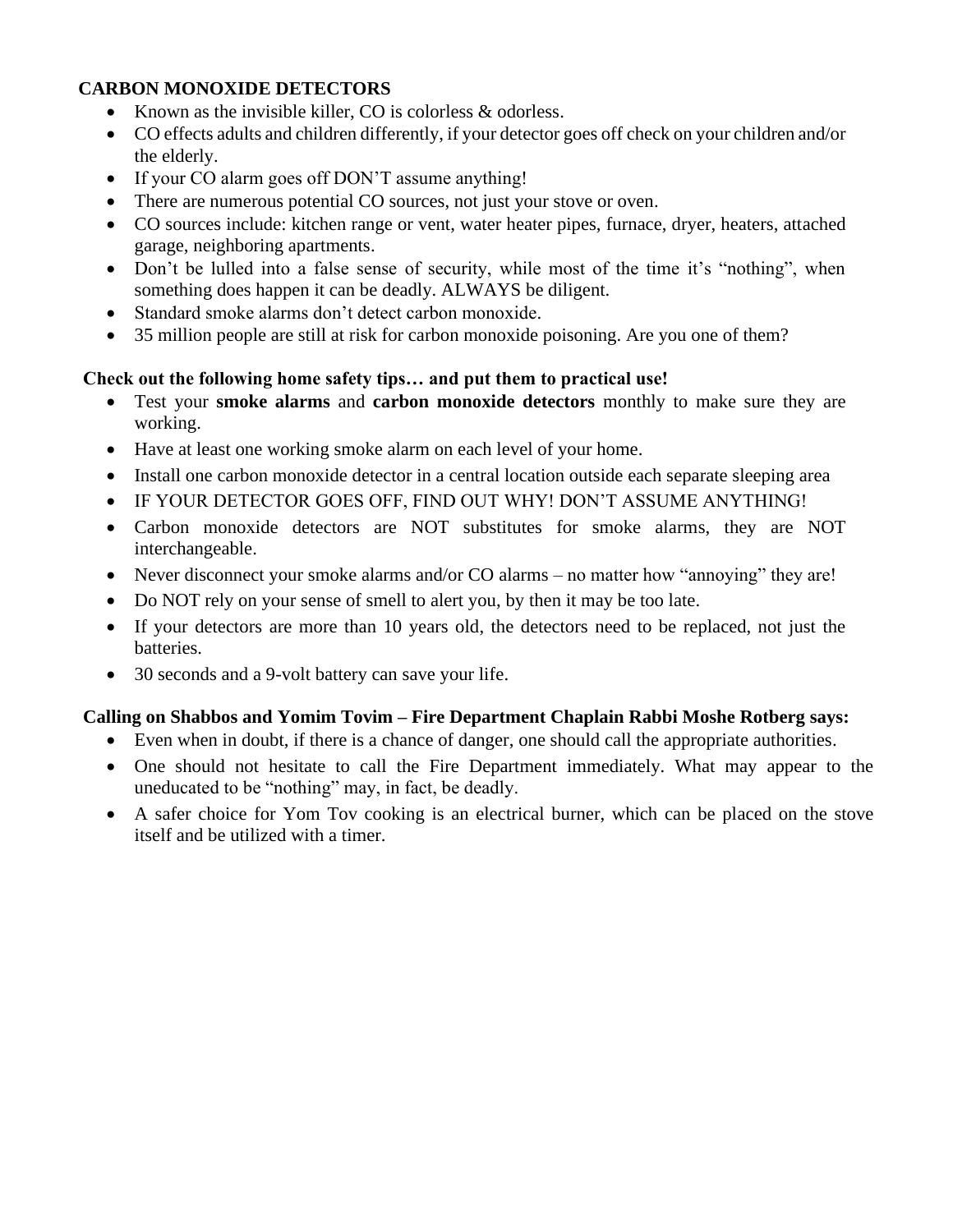**CARBON MONOXIDE DETECTORS**

- Known as the invisible killer, CO is colorless & odorless.
- CO effects adults and children differently, if your detector goes off check on your children and/or the elderly.
- If your CO alarm goes off DON'T assume anything!
- There are numerous potential CO sources, not just your stove or oven.
- CO sources include: kitchen range or vent, water heater pipes, furnace, dryer, heaters, attached garage, neighboring apartments.
- Don't be lulled into a false sense of security, while most of the time it's "nothing", when something does happen it can be deadly. ALWAYS be diligent.
- Standard smoke alarms don't detect carbon monoxide.
- 35 million people are still at risk for carbon monoxide poisoning. Are you one of them?

**Check out the following home safety tips… and put them to practical use!**

- Test your **smoke alarms** and **carbon monoxide detectors** monthly to make sure they are working.
- Have at least one working smoke alarm on each level of your home.
- Install one carbon monoxide detector in a central location outside each separate sleeping area
- IF YOUR DETECTOR GOES OFF, FIND OUT WHY! DON'T ASSUME ANYTHING!
- Carbon monoxide detectors are NOT substitutes for smoke alarms, they are NOT interchangeable.
- Never disconnect your smoke alarms and/or CO alarms – no matter how "annoying" they are!
- Do NOT rely on your sense of smell to alert you, by then it may be too late.
- If your detectors are more than 10 years old, the detectors need to be replaced, not just the batteries.
- 30 seconds and a 9-volt battery can save your life.

**Calling on Shabbos and Yomim Tovim – Fire Department Chaplain Rabbi Moshe Rotberg says:**

- Even when in doubt, if there is a chance of danger, one should call the appropriate authorities.
- One should not hesitate to call the Fire Department immediately. What may appear to the uneducated to be "nothing" may, in fact, be deadly.
- A safer choice for Yom Tov cooking is an electrical burner, which can be placed on the stove itself and be utilized with a timer.